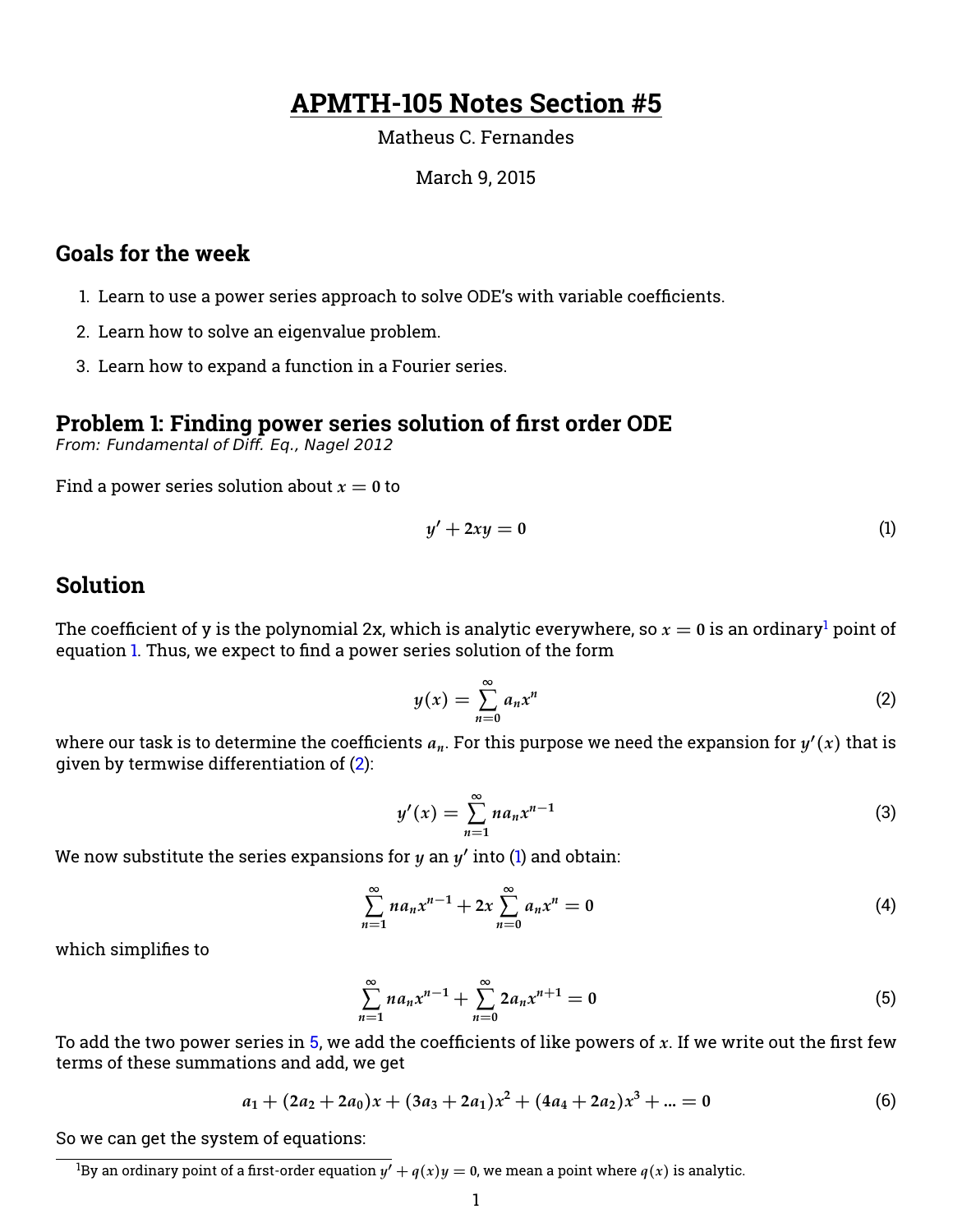# APMTH-105 Notes Section #5

Matheus C. Fernandes

March 9, 2015

## Goals for the week

1. Learn to use a power series approach to solve ODE's with variable coefficients.
2. Learn how to solve an eigenvalue problem.
3. Learn how to expand a function in a Fourier series.

## Problem 1: Finding power series solution of first order ODE

*From: Fundamental of Diff. Eq., Nagel 2012*

Find a power series solution about $x = 0$ to

$$y' + 2xy = 0 \tag{1}$$

## Solution

The coefficient of y is the polynomial 2x, which is analytic everywhere, so $x = 0$ is an ordinary[1] point of equation 1. Thus, we expect to find a power series solution of the form

$$y(x) = \sum_{n=0}^{\infty} a_n x^n \tag{2}$$

where our task is to determine the coefficients $a_n$. For this purpose we need the expansion for $y'(x)$ that is given by termwise differentiation of (2):

$$y'(x) = \sum_{n=1}^{\infty} n a_n x^{n-1} \tag{3}$$

We now substitute the series expansions for $y$ an $y'$ into (1) and obtain:

$$\sum_{n=1}^{\infty} n a_n x^{n-1} + 2x \sum_{n=0}^{\infty} a_n x^n = 0 \tag{4}$$

which simplifies to

$$\sum_{n=1}^{\infty} n a_n x^{n-1} + \sum_{n=0}^{\infty} 2 a_n x^{n+1} = 0 \tag{5}$$

To add the two power series in 5, we add the coefficients of like powers of $x$. If we write out the first few terms of these summations and add, we get

$$a_1 + (2a_2 + 2a_0)x + (3a_3 + 2a_1)x^2 + (4a_4 + 2a_2)x^3 + \ldots = 0 \tag{6}$$

So we can get the system of equations:

[1] By an ordinary point of a first-order equation $y' + q(x)y = 0$, we mean a point where $q(x)$ is analytic.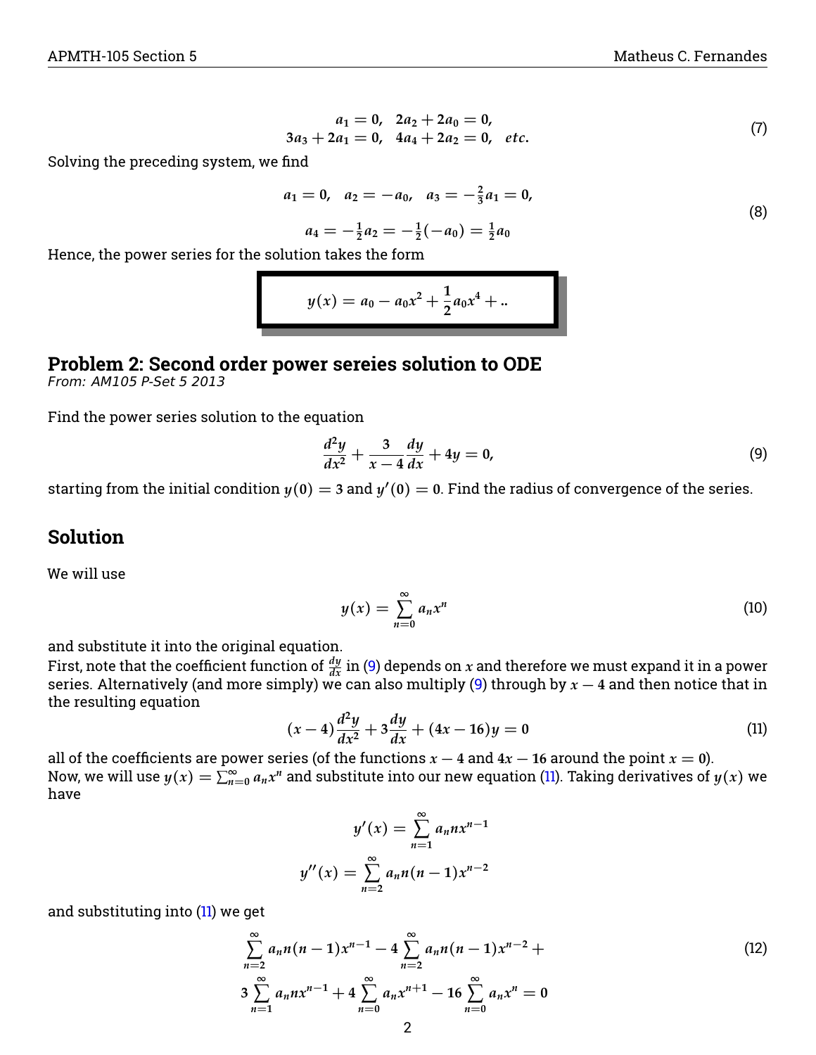$$
\begin{aligned}
a_1 = 0, \quad 2a_2 + 2a_0 = 0, \\
3a_3 + 2a_1 = 0, \quad 4a_4 + 2a_2 = 0, \quad etc.
\end{aligned} \tag{7}
$$

Solving the preceding system, we find

$$
\begin{aligned}
a_1 = 0, \quad a_2 = -a_0, \quad a_3 = -\tfrac{2}{3}a_1 = 0, \\
a_4 = -\tfrac{1}{2}a_2 = -\tfrac{1}{2}(-a_0) = \tfrac{1}{2}a_0
\end{aligned} \tag{8}
$$

Hence, the power series for the solution takes the form

$$
\boxed{y(x) = a_0 - a_0 x^2 + \frac{1}{2}a_0 x^4 + ..}
$$

## Problem 2: Second order power sereies solution to ODE

*From: AM105 P-Set 5 2013*

Find the power series solution to the equation

$$
\frac{d^2y}{dx^2} + \frac{3}{x-4}\frac{dy}{dx} + 4y = 0, \tag{9}
$$

starting from the initial condition $y(0) = 3$ and $y'(0) = 0$. Find the radius of convergence of the series.

## Solution

We will use

$$
y(x) = \sum_{n=0}^{\infty} a_n x^n \tag{10}
$$

and substitute it into the original equation.
First, note that the coefficient function of $\frac{dy}{dx}$ in (9) depends on $x$ and therefore we must expand it in a power series. Alternatively (and more simply) we can also multiply (9) through by $x - 4$ and then notice that in the resulting equation

$$
(x-4)\frac{d^2y}{dx^2} + 3\frac{dy}{dx} + (4x - 16)y = 0 \tag{11}
$$

all of the coefficients are power series (of the functions $x - 4$ and $4x - 16$ around the point $x = 0$).
Now, we will use $y(x) = \sum_{n=0}^{\infty} a_n x^n$ and substitute into our new equation (11). Taking derivatives of $y(x)$ we have

$$
y'(x) = \sum_{n=1}^{\infty} a_n n x^{n-1}
$$

$$
y''(x) = \sum_{n=2}^{\infty} a_n n(n-1) x^{n-2}
$$

and substituting into (11) we get

$$
\begin{aligned}
\sum_{n=2}^{\infty} a_n n(n-1)x^{n-1} - 4\sum_{n=2}^{\infty} a_n n(n-1)x^{n-2} + \\
3\sum_{n=1}^{\infty} a_n n x^{n-1} + 4\sum_{n=0}^{\infty} a_n x^{n+1} - 16\sum_{n=0}^{\infty} a_n x^n = 0
\end{aligned} \tag{12}
$$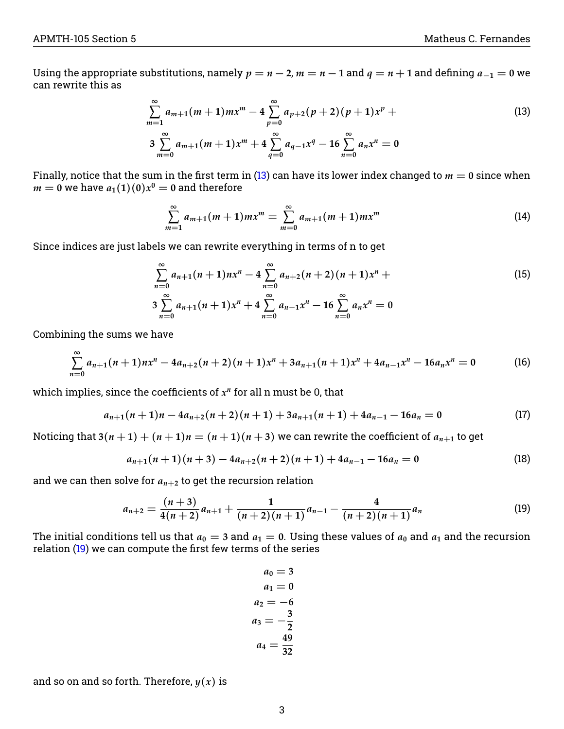Using the appropriate substitutions, namely $p = n - 2$, $m = n - 1$ and $q = n + 1$ and defining $a_{-1} = 0$ we can rewrite this as

$$\sum_{m=1}^{\infty} a_{m+1}(m+1)mx^m - 4\sum_{p=0}^{\infty} a_{p+2}(p+2)(p+1)x^p + \\ 3\sum_{m=0}^{\infty} a_{m+1}(m+1)x^m + 4\sum_{q=0}^{\infty} a_{q-1}x^q - 16\sum_{n=0}^{\infty} a_n x^n = 0 \tag{13}$$

Finally, notice that the sum in the first term in (13) can have its lower index changed to $m = 0$ since when $m = 0$ we have $a_1(1)(0)x^0 = 0$ and therefore

$$\sum_{m=1}^{\infty} a_{m+1}(m+1)mx^m = \sum_{m=0}^{\infty} a_{m+1}(m+1)mx^m \tag{14}$$

Since indices are just labels we can rewrite everything in terms of n to get

$$\sum_{n=0}^{\infty} a_{n+1}(n+1)nx^n - 4\sum_{n=0}^{\infty} a_{n+2}(n+2)(n+1)x^n + \\ 3\sum_{n=0}^{\infty} a_{n+1}(n+1)x^n + 4\sum_{n=0}^{\infty} a_{n-1}x^n - 16\sum_{n=0}^{\infty} a_n x^n = 0 \tag{15}$$

Combining the sums we have

$$\sum_{n=0}^{\infty} a_{n+1}(n+1)nx^n - 4a_{n+2}(n+2)(n+1)x^n + 3a_{n+1}(n+1)x^n + 4a_{n-1}x^n - 16a_n x^n = 0 \tag{16}$$

which implies, since the coefficients of $x^n$ for all n must be 0, that

$$a_{n+1}(n+1)n - 4a_{n+2}(n+2)(n+1) + 3a_{n+1}(n+1) + 4a_{n-1} - 16a_n = 0 \tag{17}$$

Noticing that $3(n+1) + (n+1)n = (n+1)(n+3)$ we can rewrite the coefficient of $a_{n+1}$ to get

$$a_{n+1}(n+1)(n+3) - 4a_{n+2}(n+2)(n+1) + 4a_{n-1} - 16a_n = 0 \tag{18}$$

and we can then solve for $a_{n+2}$ to get the recursion relation

$$a_{n+2} = \frac{(n+3)}{4(n+2)}a_{n+1} + \frac{1}{(n+2)(n+1)}a_{n-1} - \frac{4}{(n+2)(n+1)}a_n \tag{19}$$

The initial conditions tell us that $a_0 = 3$ and $a_1 = 0$. Using these values of $a_0$ and $a_1$ and the recursion relation (19) we can compute the first few terms of the series

$$\begin{aligned} a_0 &= 3 \\ a_1 &= 0 \\ a_2 &= -6 \\ a_3 &= -\frac{3}{2} \\ a_4 &= \frac{49}{32} \end{aligned}$$

and so on and so forth. Therefore, $y(x)$ is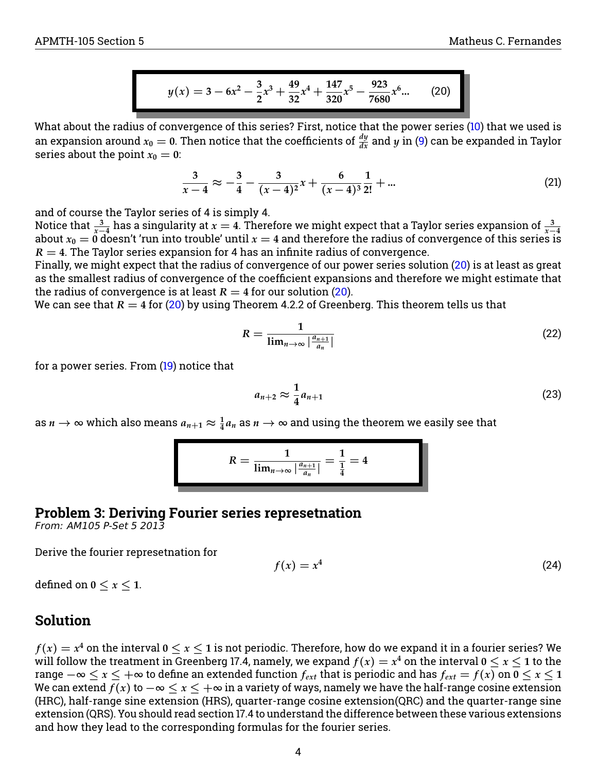$$y(x) = 3 - 6x^2 - \frac{3}{2}x^3 + \frac{49}{32}x^4 + \frac{147}{320}x^5 - \frac{923}{7680}x^6 ... \tag{20}$$

What about the radius of convergence of this series? First, notice that the power series (10) that we used is an expansion around $x_0 = 0$. Then notice that the coefficients of $\frac{dy}{dx}$ and $y$ in (9) can be expanded in Taylor series about the point $x_0 = 0$:

$$\frac{3}{x-4} \approx -\frac{3}{4} - \frac{3}{(x-4)^2}x + \frac{6}{(x-4)^3}\frac{1}{2!} + ... \tag{21}$$

and of course the Taylor series of 4 is simply 4.
Notice that $\frac{3}{x-4}$ has a singularity at $x = 4$. Therefore we might expect that a Taylor series expansion of $\frac{3}{x-4}$ about $x_0 = 0$ doesn't 'run into trouble' until $x = 4$ and therefore the radius of convergence of this series is $R = 4$. The Taylor series expansion for 4 has an infinite radius of convergence.
Finally, we might expect that the radius of convergence of our power series solution (20) is at least as great as the smallest radius of convergence of the coefficient expansions and therefore we might estimate that the radius of convergence is at least $R = 4$ for our solution (20).
We can see that $R = 4$ for (20) by using Theorem 4.2.2 of Greenberg. This theorem tells us that

$$R = \frac{1}{\lim_{n\to\infty} |\frac{a_{n+1}}{a_n}|} \tag{22}$$

for a power series. From (19) notice that

$$a_{n+2} \approx \frac{1}{4}a_{n+1} \tag{23}$$

as $n \to \infty$ which also means $a_{n+1} \approx \frac{1}{4}a_n$ as $n \to \infty$ and using the theorem we easily see that

$$R = \frac{1}{\lim_{n\to\infty} |\frac{a_{n+1}}{a_n}|} = \frac{1}{\frac{1}{4}} = 4$$

## Problem 3: Deriving Fourier series represetnation

*From: AM105 P-Set 5 2013*

Derive the fourier represetnation for

$$f(x) = x^4 \tag{24}$$

defined on $0 \leq x \leq 1$.

## Solution

$f(x) = x^4$ on the interval $0 \leq x \leq 1$ is not periodic. Therefore, how do we expand it in a fourier series? We will follow the treatment in Greenberg 17.4, namely, we expand $f(x) = x^4$ on the interval $0 \leq x \leq 1$ to the range $-\infty \leq x \leq +\infty$ to define an extended function $f_{ext}$ that is periodic and has $f_{ext} = f(x)$ on $0 \leq x \leq 1$
We can extend $f(x)$ to $-\infty \leq x \leq +\infty$ in a variety of ways, namely we have the half-range cosine extension (HRC), half-range sine extension (HRS), quarter-range cosine extension(QRC) and the quarter-range sine extension (QRS). You should read section 17.4 to understand the difference between these various extensions and how they lead to the corresponding formulas for the fourier series.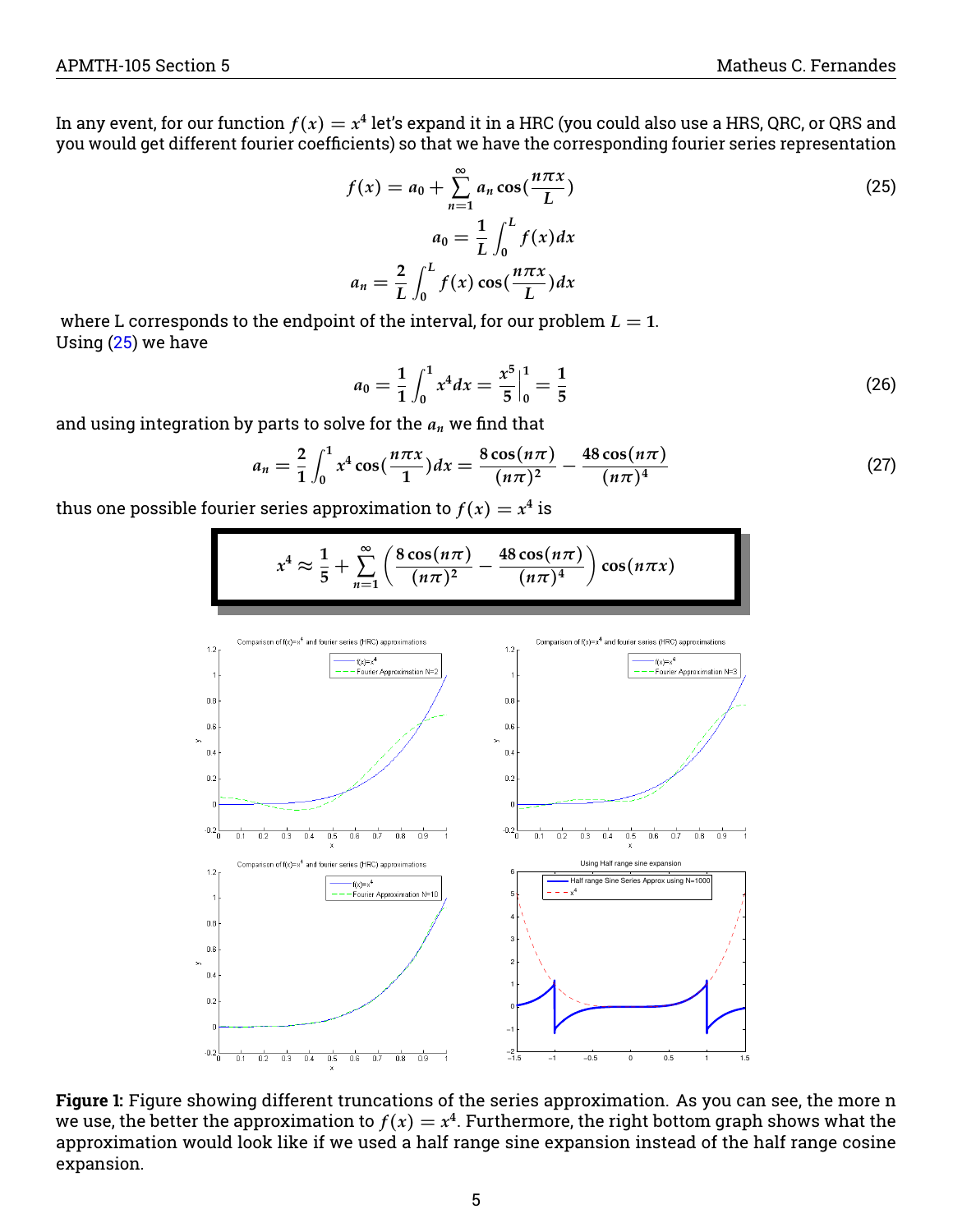In any event, for our function $f(x) = x^4$ let's expand it in a HRC (you could also use a HRS, QRC, or QRS and you would get different fourier coefficients) so that we have the corresponding fourier series representation

$$f(x) = a_0 + \sum_{n=1}^{\infty} a_n \cos(\frac{n\pi x}{L}) \tag{25}$$
$$a_0 = \frac{1}{L}\int_0^L f(x)dx$$
$$a_n = \frac{2}{L}\int_0^L f(x)\cos(\frac{n\pi x}{L})dx$$

where L corresponds to the endpoint of the interval, for our problem $L = 1$.
Using (25) we have

$$a_0 = \frac{1}{1}\int_0^1 x^4 dx = \frac{x^5}{5}\Big|_0^1 = \frac{1}{5} \tag{26}$$

and using integration by parts to solve for the $a_n$ we find that

$$a_n = \frac{2}{1}\int_0^1 x^4 \cos(\frac{n\pi x}{1})dx = \frac{8\cos(n\pi)}{(n\pi)^2} - \frac{48\cos(n\pi)}{(n\pi)^4} \tag{27}$$

thus one possible fourier series approximation to $f(x) = x^4$ is

$$\boxed{x^4 \approx \frac{1}{5} + \sum_{n=1}^{\infty}\left(\frac{8\cos(n\pi)}{(n\pi)^2} - \frac{48\cos(n\pi)}{(n\pi)^4}\right)\cos(n\pi x)}$$

**Figure 1:** Figure showing different truncations of the series approximation. As you can see, the more n we use, the better the approximation to $f(x) = x^4$. Furthermore, the right bottom graph shows what the approximation would look like if we used a half range sine expansion instead of the half range cosine expansion.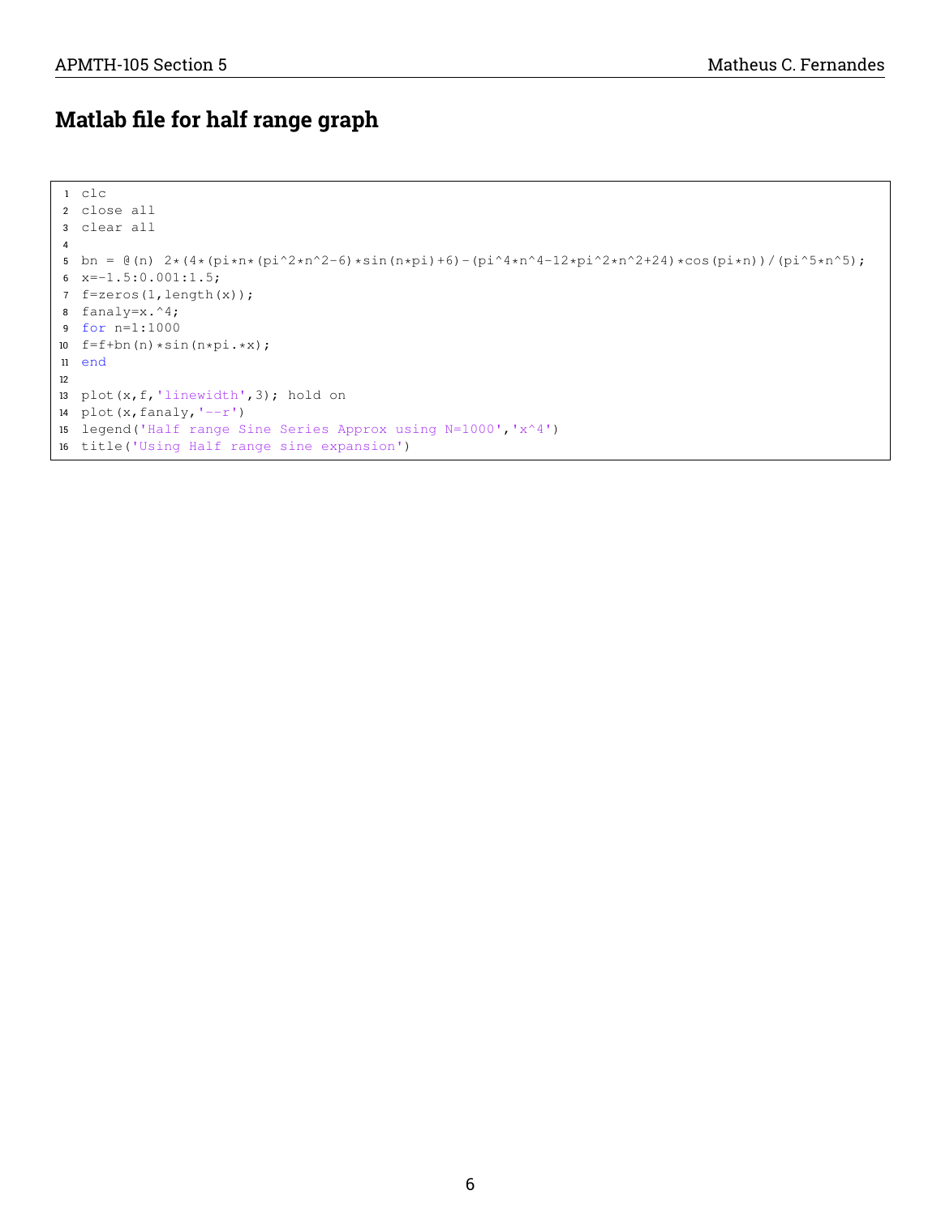## Matlab file for half range graph

```
clc
close all
clear all

bn = @(n) 2*(4*(pi*n*(pi^2*n^2-6)*sin(n*pi)+6)-(pi^4*n^4-12*pi^2*n^2+24)*cos(pi*n))/(pi^5*n^5);
x=-1.5:0.001:1.5;
f=zeros(1,length(x));
fanaly=x.^4;
for n=1:1000
f=f+bn(n)*sin(n*pi.*x);
end

plot(x,f,'linewidth',3); hold on
plot(x,fanaly,'--r')
legend('Half range Sine Series Approx using N=1000','x^4')
title('Using Half range sine expansion')
```